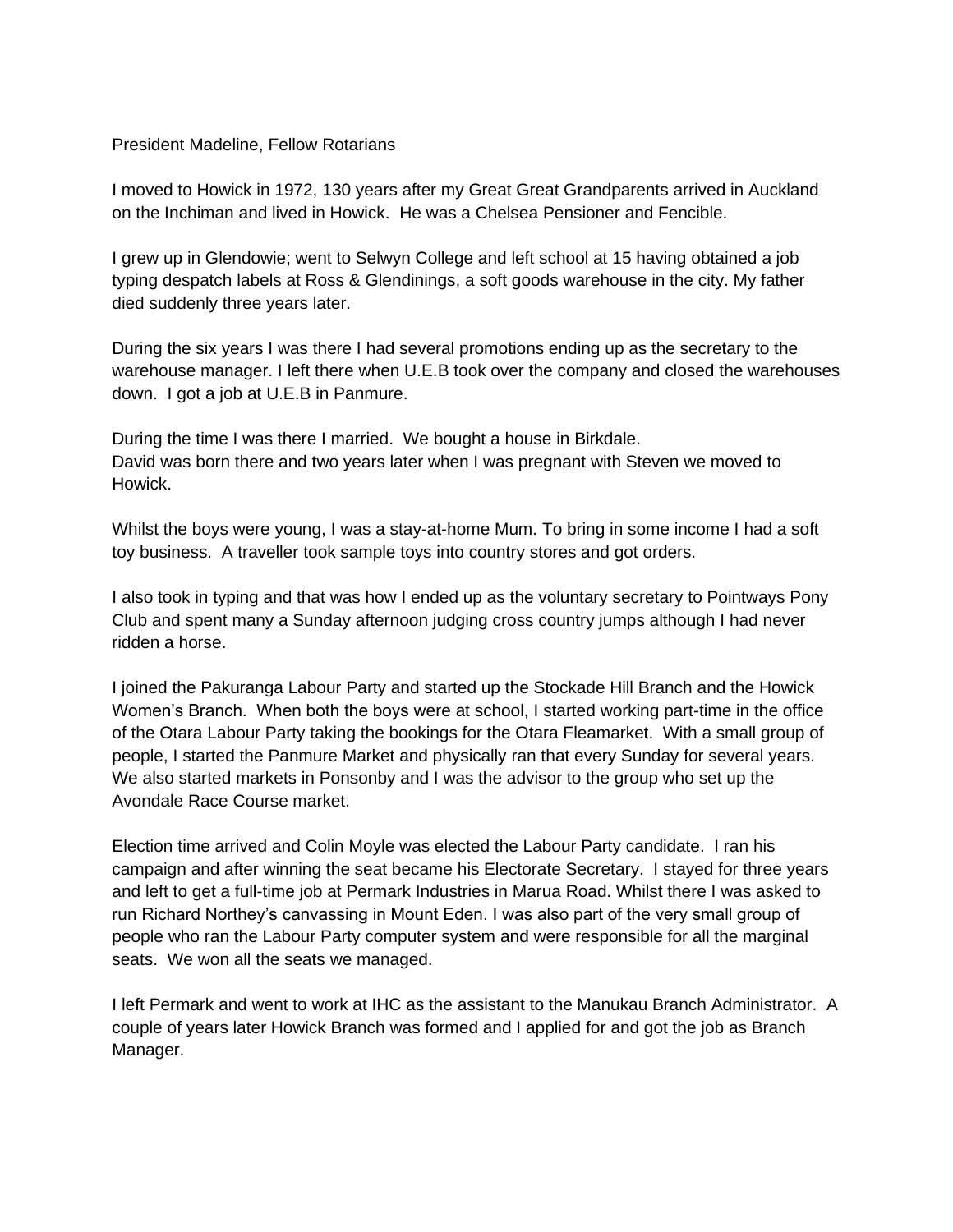President Madeline, Fellow Rotarians

I moved to Howick in 1972, 130 years after my Great Great Grandparents arrived in Auckland on the Inchiman and lived in Howick. He was a Chelsea Pensioner and Fencible.

I grew up in Glendowie; went to Selwyn College and left school at 15 having obtained a job typing despatch labels at Ross & Glendinings, a soft goods warehouse in the city. My father died suddenly three years later.

During the six years I was there I had several promotions ending up as the secretary to the warehouse manager. I left there when U.E.B took over the company and closed the warehouses down. I got a job at U.E.B in Panmure.

During the time I was there I married. We bought a house in Birkdale.
David was born there and two years later when I was pregnant with Steven we moved to Howick.

Whilst the boys were young, I was a stay-at-home Mum. To bring in some income I had a soft toy business. A traveller took sample toys into country stores and got orders.

I also took in typing and that was how I ended up as the voluntary secretary to Pointways Pony Club and spent many a Sunday afternoon judging cross country jumps although I had never ridden a horse.

I joined the Pakuranga Labour Party and started up the Stockade Hill Branch and the Howick Women's Branch. When both the boys were at school, I started working part-time in the office of the Otara Labour Party taking the bookings for the Otara Fleamarket. With a small group of people, I started the Panmure Market and physically ran that every Sunday for several years. We also started markets in Ponsonby and I was the advisor to the group who set up the Avondale Race Course market.

Election time arrived and Colin Moyle was elected the Labour Party candidate. I ran his campaign and after winning the seat became his Electorate Secretary. I stayed for three years and left to get a full-time job at Permark Industries in Marua Road. Whilst there I was asked to run Richard Northey's canvassing in Mount Eden. I was also part of the very small group of people who ran the Labour Party computer system and were responsible for all the marginal seats. We won all the seats we managed.

I left Permark and went to work at IHC as the assistant to the Manukau Branch Administrator. A couple of years later Howick Branch was formed and I applied for and got the job as Branch Manager.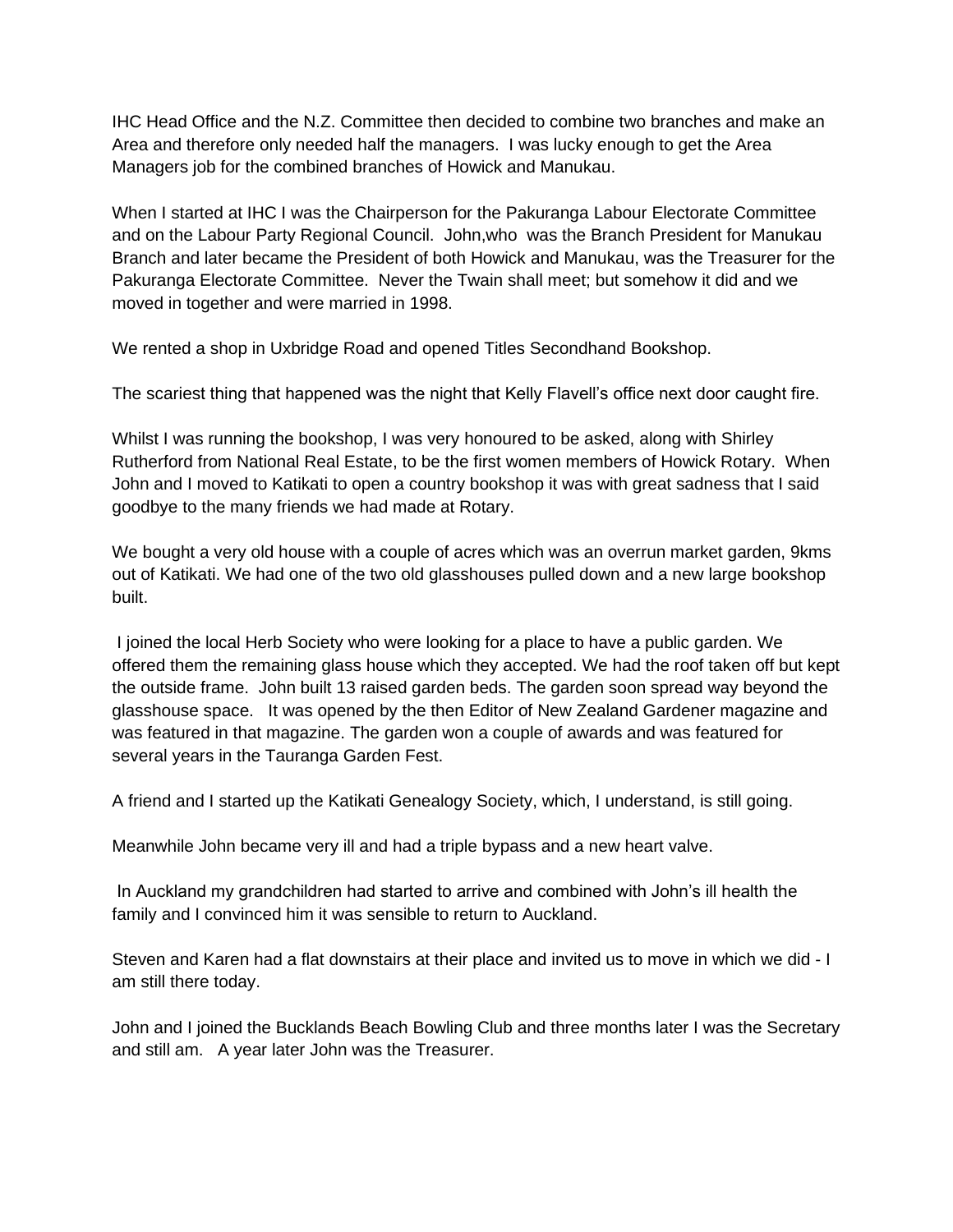IHC Head Office and the N.Z. Committee then decided to combine two branches and make an Area and therefore only needed half the managers. I was lucky enough to get the Area Managers job for the combined branches of Howick and Manukau.

When I started at IHC I was the Chairperson for the Pakuranga Labour Electorate Committee and on the Labour Party Regional Council. John,who was the Branch President for Manukau Branch and later became the President of both Howick and Manukau, was the Treasurer for the Pakuranga Electorate Committee. Never the Twain shall meet; but somehow it did and we moved in together and were married in 1998.

We rented a shop in Uxbridge Road and opened Titles Secondhand Bookshop.

The scariest thing that happened was the night that Kelly Flavell's office next door caught fire.

Whilst I was running the bookshop, I was very honoured to be asked, along with Shirley Rutherford from National Real Estate, to be the first women members of Howick Rotary. When John and I moved to Katikati to open a country bookshop it was with great sadness that I said goodbye to the many friends we had made at Rotary.

We bought a very old house with a couple of acres which was an overrun market garden, 9kms out of Katikati. We had one of the two old glasshouses pulled down and a new large bookshop built.

I joined the local Herb Society who were looking for a place to have a public garden. We offered them the remaining glass house which they accepted. We had the roof taken off but kept the outside frame. John built 13 raised garden beds. The garden soon spread way beyond the glasshouse space. It was opened by the then Editor of New Zealand Gardener magazine and was featured in that magazine. The garden won a couple of awards and was featured for several years in the Tauranga Garden Fest.

A friend and I started up the Katikati Genealogy Society, which, I understand, is still going.

Meanwhile John became very ill and had a triple bypass and a new heart valve.

In Auckland my grandchildren had started to arrive and combined with John's ill health the family and I convinced him it was sensible to return to Auckland.

Steven and Karen had a flat downstairs at their place and invited us to move in which we did - I am still there today.

John and I joined the Bucklands Beach Bowling Club and three months later I was the Secretary and still am. A year later John was the Treasurer.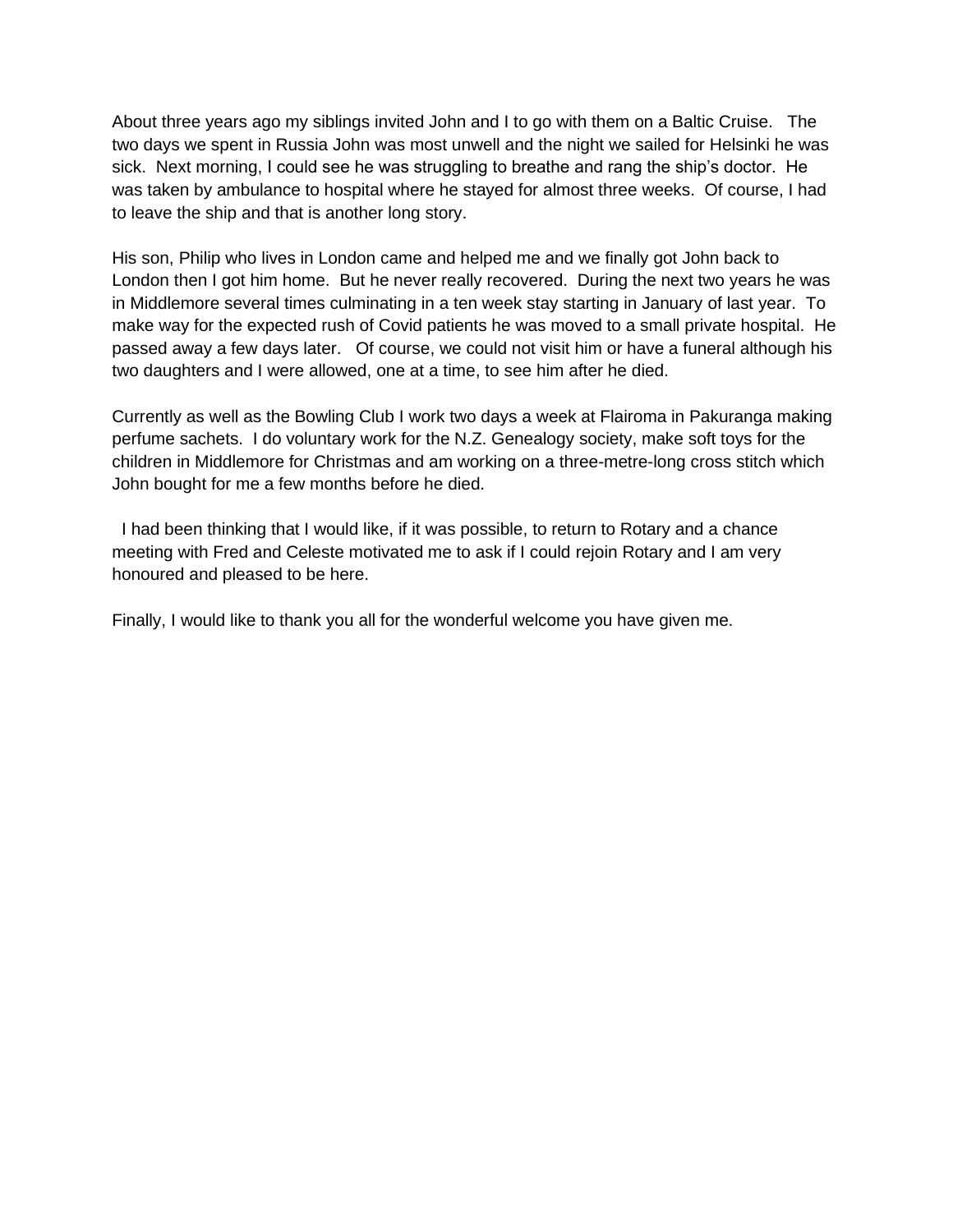About three years ago my siblings invited John and I to go with them on a Baltic Cruise. The two days we spent in Russia John was most unwell and the night we sailed for Helsinki he was sick. Next morning, I could see he was struggling to breathe and rang the ship's doctor. He was taken by ambulance to hospital where he stayed for almost three weeks. Of course, I had to leave the ship and that is another long story.

His son, Philip who lives in London came and helped me and we finally got John back to London then I got him home. But he never really recovered. During the next two years he was in Middlemore several times culminating in a ten week stay starting in January of last year. To make way for the expected rush of Covid patients he was moved to a small private hospital. He passed away a few days later. Of course, we could not visit him or have a funeral although his two daughters and I were allowed, one at a time, to see him after he died.

Currently as well as the Bowling Club I work two days a week at Flairoma in Pakuranga making perfume sachets. I do voluntary work for the N.Z. Genealogy society, make soft toys for the children in Middlemore for Christmas and am working on a three-metre-long cross stitch which John bought for me a few months before he died.

I had been thinking that I would like, if it was possible, to return to Rotary and a chance meeting with Fred and Celeste motivated me to ask if I could rejoin Rotary and I am very honoured and pleased to be here.

Finally, I would like to thank you all for the wonderful welcome you have given me.